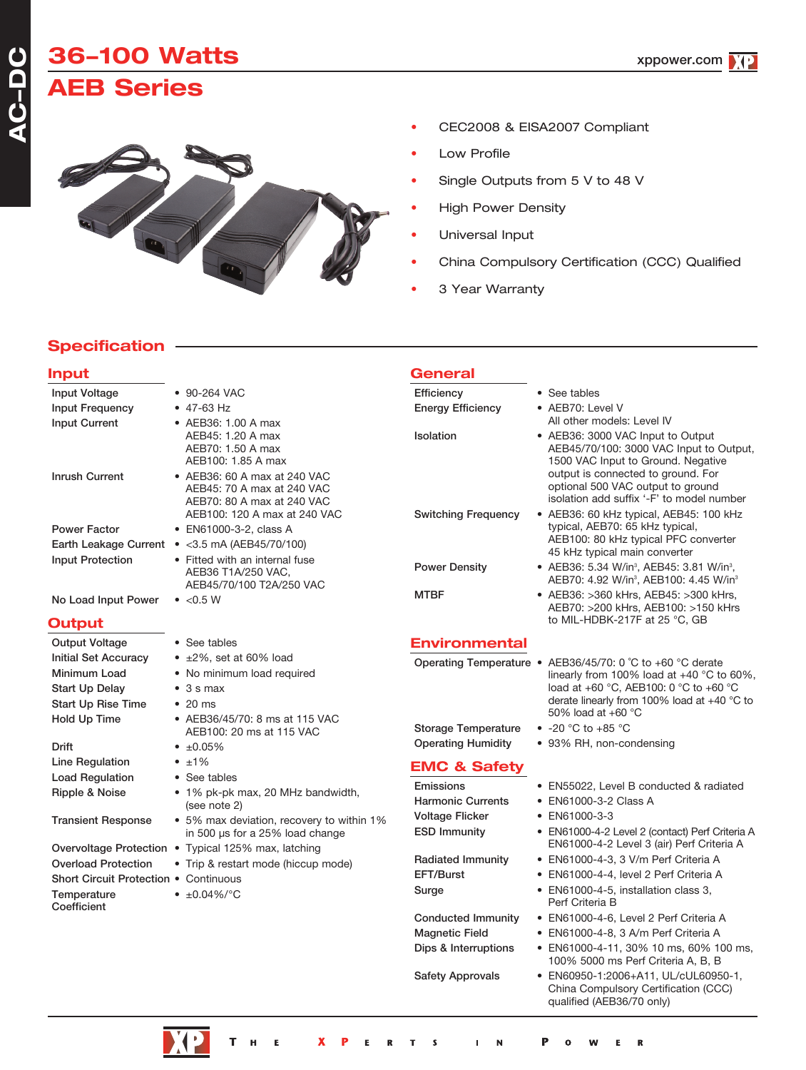# 36–100 Watts

# AEB Series

- CEC2008 & EISA2007 Compliant
- Low Profile
- Single Outputs from 5 V to 48 V
- High Power Density
- Universal Input
- China Compulsory Certification (CCC) Qualified
- 3 Year Warranty

## Specification

### Input

| | |
|---|---|
| Input Voltage | • 90-264 VAC |
| Input Frequency | • 47-63 Hz |
| Input Current | • AEB36: 1.00 A max<br>AEB45: 1.20 A max<br>AEB70: 1.50 A max<br>AEB100: 1.85 A max |
| Inrush Current | • AEB36: 60 A max at 240 VAC<br>AEB45: 70 A max at 240 VAC<br>AEB70: 80 A max at 240 VAC<br>AEB100: 120 A max at 240 VAC |
| Power Factor | • EN61000-3-2, class A |
| Earth Leakage Current | • <3.5 mA (AEB45/70/100) |
| Input Protection | • Fitted with an internal fuse<br>AEB36 T1A/250 VAC,<br>AEB45/70/100 T2A/250 VAC |
| No Load Input Power | • <0.5 W |

### Output

| | |
|---|---|
| Output Voltage | • See tables |
| Initial Set Accuracy | • ±2%, set at 60% load |
| Minimum Load | • No minimum load required |
| Start Up Delay | • 3 s max |
| Start Up Rise Time | • 20 ms |
| Hold Up Time | • AEB36/45/70: 8 ms at 115 VAC<br>AEB100: 20 ms at 115 VAC |
| Drift | • ±0.05% |
| Line Regulation | • ±1% |
| Load Regulation | • See tables |
| Ripple & Noise | • 1% pk-pk max, 20 MHz bandwidth, (see note 2) |
| Transient Response | • 5% max deviation, recovery to within 1% in 500 µs for a 25% load change |
| Overvoltage Protection | • Typical 125% max, latching |
| Overload Protection | • Trip & restart mode (hiccup mode) |
| Short Circuit Protection | • Continuous |
| Temperature Coefficient | • ±0.04%/°C |

### General

| | |
|---|---|
| Efficiency | • See tables |
| Energy Efficiency | • AEB70: Level V<br>All other models: Level IV |
| Isolation | • AEB36: 3000 VAC Input to Output<br>AEB45/70/100: 3000 VAC Input to Output, 1500 VAC Input to Ground. Negative output is connected to ground. For optional 500 VAC output to ground isolation add suffix '-F' to model number |
| Switching Frequency | • AEB36: 60 kHz typical, AEB45: 100 kHz typical, AEB70: 65 kHz typical, AEB100: 80 kHz typical PFC converter 45 kHz typical main converter |
| Power Density | • AEB36: 5.34 W/in³, AEB45: 3.81 W/in³, AEB70: 4.92 W/in³, AEB100: 4.45 W/in³ |
| MTBF | • AEB36: >360 kHrs, AEB45: >300 kHrs, AEB70: >200 kHrs, AEB100: >150 kHrs to MIL-HDBK-217F at 25 °C, GB |

### Environmental

| | |
|---|---|
| Operating Temperature | • AEB36/45/70: 0 °C to +60 °C derate linearly from 100% load at +40 °C to 60%, load at +60 °C, AEB100: 0 °C to +60 °C derate linearly from 100% load at +40 °C to 50% load at +60 °C |
| Storage Temperature | • -20 °C to +85 °C |
| Operating Humidity | • 93% RH, non-condensing |

### EMC & Safety

| | |
|---|---|
| Emissions | • EN55022, Level B conducted & radiated |
| Harmonic Currents | • EN61000-3-2 Class A |
| Voltage Flicker | • EN61000-3-3 |
| ESD Immunity | • EN61000-4-2 Level 2 (contact) Perf Criteria A<br>EN61000-4-2 Level 3 (air) Perf Criteria A |
| Radiated Immunity | • EN61000-4-3, 3 V/m Perf Criteria A |
| EFT/Burst | • EN61000-4-4, level 2 Perf Criteria A |
| Surge | • EN61000-4-5, installation class 3, Perf Criteria B |
| Conducted Immunity | • EN61000-4-6, Level 2 Perf Criteria A |
| Magnetic Field | • EN61000-4-8, 3 A/m Perf Criteria A |
| Dips & Interruptions | • EN61000-4-11, 30% 10 ms, 60% 100 ms, 100% 5000 ms Perf Criteria A, B, B |
| Safety Approvals | • EN60950-1:2006+A11, UL/cUL60950-1, China Compulsory Certification (CCC) qualified (AEB36/70 only) |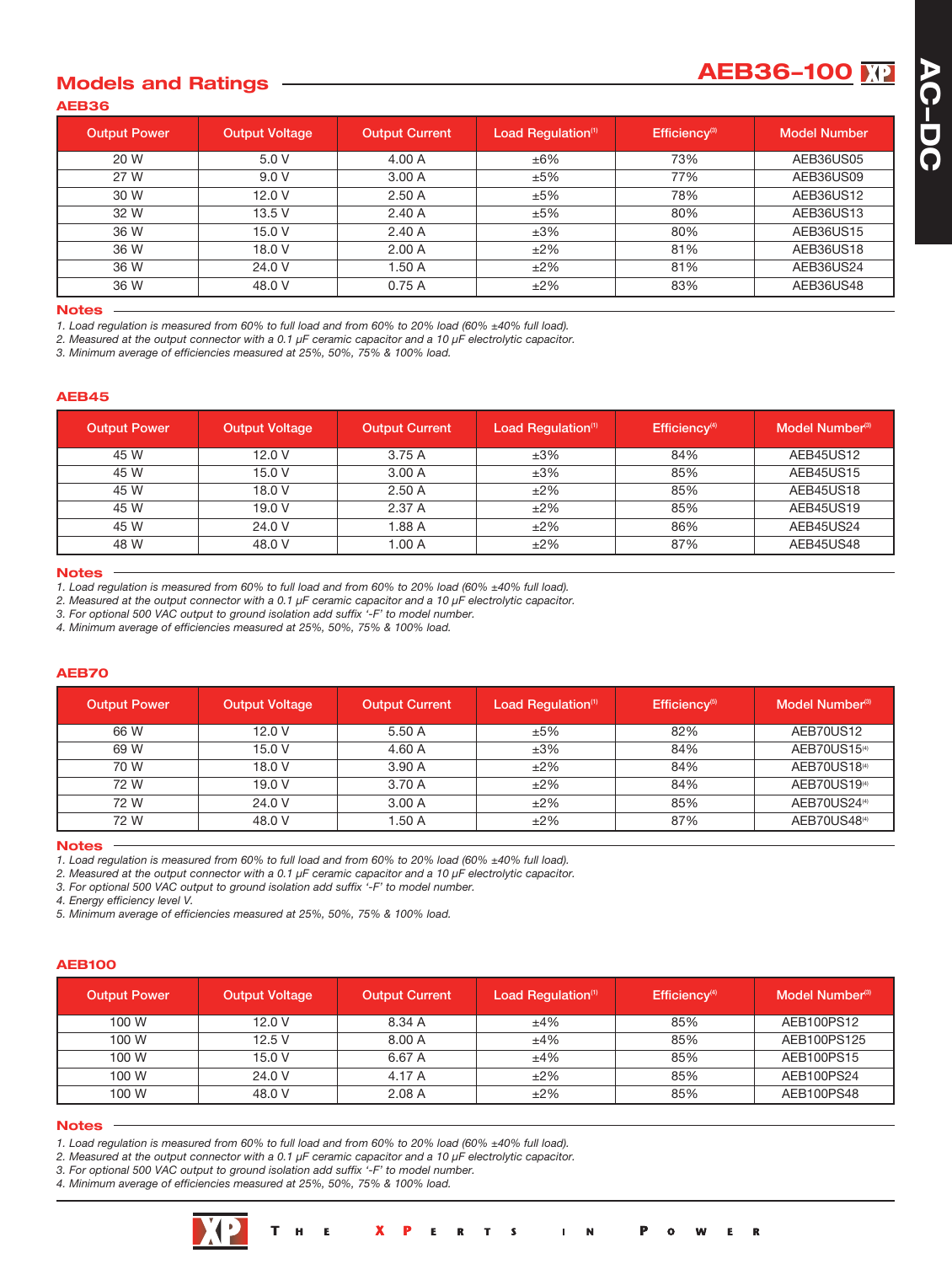## Models and Ratings

### AEB36

| Output Power | Output Voltage | Output Current | Load Regulation[1] | Efficiency[3] | Model Number |
|---|---|---|---|---|---|
| 20 W | 5.0 V | 4.00 A | ±6% | 73% | AEB36US05 |
| 27 W | 9.0 V | 3.00 A | ±5% | 77% | AEB36US09 |
| 30 W | 12.0 V | 2.50 A | ±5% | 78% | AEB36US12 |
| 32 W | 13.5 V | 2.40 A | ±5% | 80% | AEB36US13 |
| 36 W | 15.0 V | 2.40 A | ±3% | 80% | AEB36US15 |
| 36 W | 18.0 V | 2.00 A | ±2% | 81% | AEB36US18 |
| 36 W | 24.0 V | 1.50 A | ±2% | 81% | AEB36US24 |
| 36 W | 48.0 V | 0.75 A | ±2% | 83% | AEB36US48 |

**Notes**

*1. Load regulation is measured from 60% to full load and from 60% to 20% load (60% ±40% full load).*
*2. Measured at the output connector with a 0.1 µF ceramic capacitor and a 10 µF electrolytic capacitor.*
*3. Minimum average of efficiencies measured at 25%, 50%, 75% & 100% load.*

### AEB45

| Output Power | Output Voltage | Output Current | Load Regulation[1] | Efficiency[4] | Model Number[3] |
|---|---|---|---|---|---|
| 45 W | 12.0 V | 3.75 A | ±3% | 84% | AEB45US12 |
| 45 W | 15.0 V | 3.00 A | ±3% | 85% | AEB45US15 |
| 45 W | 18.0 V | 2.50 A | ±2% | 85% | AEB45US18 |
| 45 W | 19.0 V | 2.37 A | ±2% | 85% | AEB45US19 |
| 45 W | 24.0 V | 1.88 A | ±2% | 86% | AEB45US24 |
| 48 W | 48.0 V | 1.00 A | ±2% | 87% | AEB45US48 |

**Notes**

*1. Load regulation is measured from 60% to full load and from 60% to 20% load (60% ±40% full load).*
*2. Measured at the output connector with a 0.1 µF ceramic capacitor and a 10 µF electrolytic capacitor.*
*3. For optional 500 VAC output to ground isolation add suffix '-F' to model number.*
*4. Minimum average of efficiencies measured at 25%, 50%, 75% & 100% load.*

### AEB70

| Output Power | Output Voltage | Output Current | Load Regulation[1] | Efficiency[5] | Model Number[3] |
|---|---|---|---|---|---|
| 66 W | 12.0 V | 5.50 A | ±5% | 82% | AEB70US12 |
| 69 W | 15.0 V | 4.60 A | ±3% | 84% | AEB70US15[4] |
| 70 W | 18.0 V | 3.90 A | ±2% | 84% | AEB70US18[4] |
| 72 W | 19.0 V | 3.70 A | ±2% | 84% | AEB70US19[4] |
| 72 W | 24.0 V | 3.00 A | ±2% | 85% | AEB70US24[4] |
| 72 W | 48.0 V | 1.50 A | ±2% | 87% | AEB70US48[4] |

**Notes**

*1. Load regulation is measured from 60% to full load and from 60% to 20% load (60% ±40% full load).*
*2. Measured at the output connector with a 0.1 µF ceramic capacitor and a 10 µF electrolytic capacitor.*
*3. For optional 500 VAC output to ground isolation add suffix '-F' to model number.*
*4. Energy efficiency level V.*
*5. Minimum average of efficiencies measured at 25%, 50%, 75% & 100% load.*

### AEB100

| Output Power | Output Voltage | Output Current | Load Regulation[1] | Efficiency[4] | Model Number[3] |
|---|---|---|---|---|---|
| 100 W | 12.0 V | 8.34 A | ±4% | 85% | AEB100PS12 |
| 100 W | 12.5 V | 8.00 A | ±4% | 85% | AEB100PS125 |
| 100 W | 15.0 V | 6.67 A | ±4% | 85% | AEB100PS15 |
| 100 W | 24.0 V | 4.17 A | ±2% | 85% | AEB100PS24 |
| 100 W | 48.0 V | 2.08 A | ±2% | 85% | AEB100PS48 |

**Notes**

*1. Load regulation is measured from 60% to full load and from 60% to 20% load (60% ±40% full load).*
*2. Measured at the output connector with a 0.1 µF ceramic capacitor and a 10 µF electrolytic capacitor.*
*3. For optional 500 VAC output to ground isolation add suffix '-F' to model number.*
*4. Minimum average of efficiencies measured at 25%, 50%, 75% & 100% load.*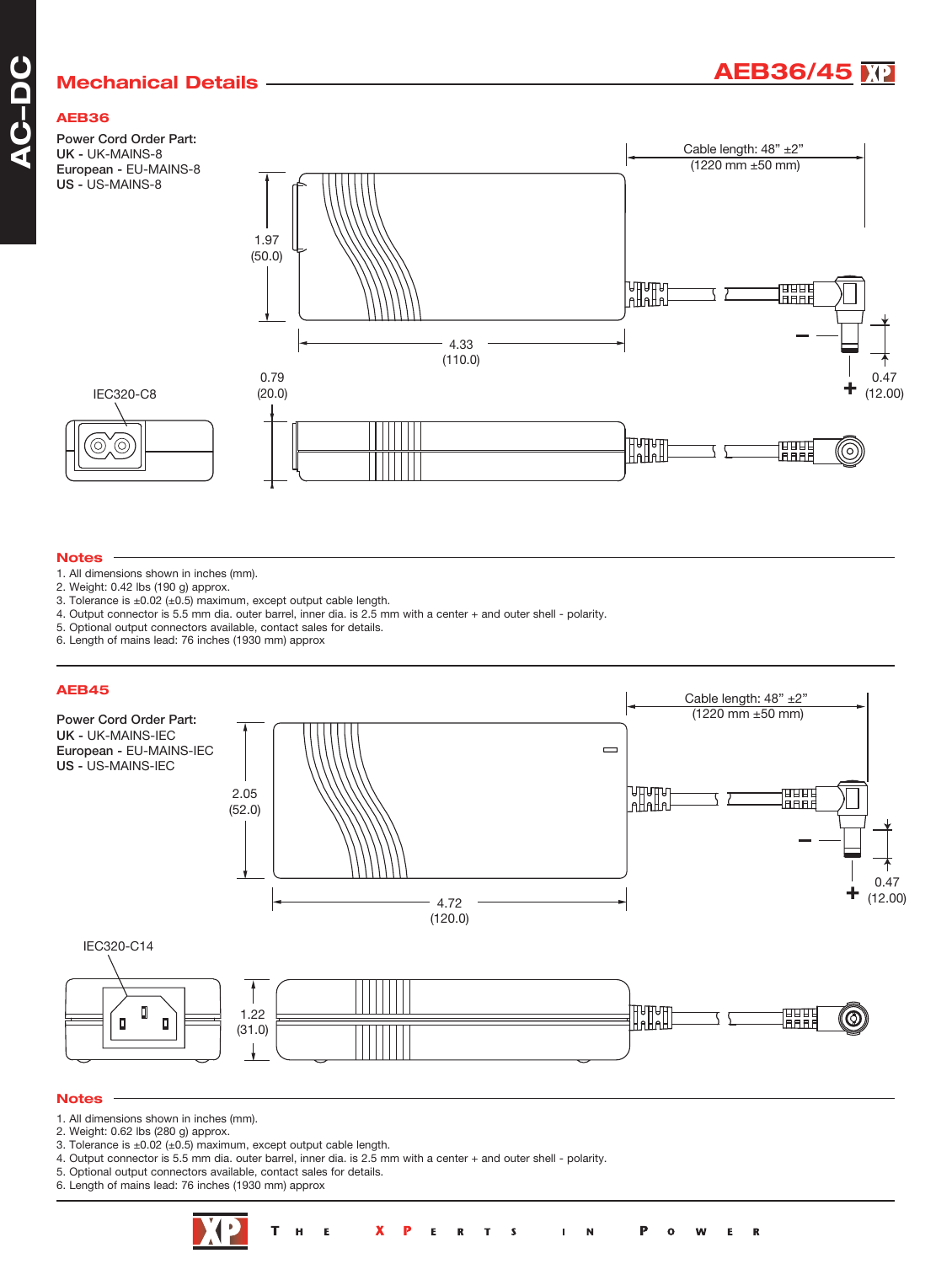## Mechanical Details

### AEB36

**Power Cord Order Part:**
**UK** - UK-MAINS-8
**European** - EU-MAINS-8
**US** - US-MAINS-8

Cable length: 48" ±2" (1220 mm ±50 mm)

1.97 (50.0)

4.33 (110.0)

0.79 (20.0)

0.47 (12.00)

IEC320-C8

– +

#### Notes

1. All dimensions shown in inches (mm).
2. Weight: 0.42 lbs (190 g) approx.
3. Tolerance is ±0.02 (±0.5) maximum, except output cable length.
4. Output connector is 5.5 mm dia. outer barrel, inner dia. is 2.5 mm with a center + and outer shell - polarity.
5. Optional output connectors available, contact sales for details.
6. Length of mains lead: 76 inches (1930 mm) approx

### AEB45

**Power Cord Order Part:**
**UK** - UK-MAINS-IEC
**European** - EU-MAINS-IEC
**US** - US-MAINS-IEC

Cable length: 48" ±2" (1220 mm ±50 mm)

2.05 (52.0)

4.72 (120.0)

0.47 (12.00)

1.22 (31.0)

IEC320-C14

– +

#### Notes

1. All dimensions shown in inches (mm).
2. Weight: 0.62 lbs (280 g) approx.
3. Tolerance is ±0.02 (±0.5) maximum, except output cable length.
4. Output connector is 5.5 mm dia. outer barrel, inner dia. is 2.5 mm with a center + and outer shell - polarity.
5. Optional output connectors available, contact sales for details.
6. Length of mains lead: 76 inches (1930 mm) approx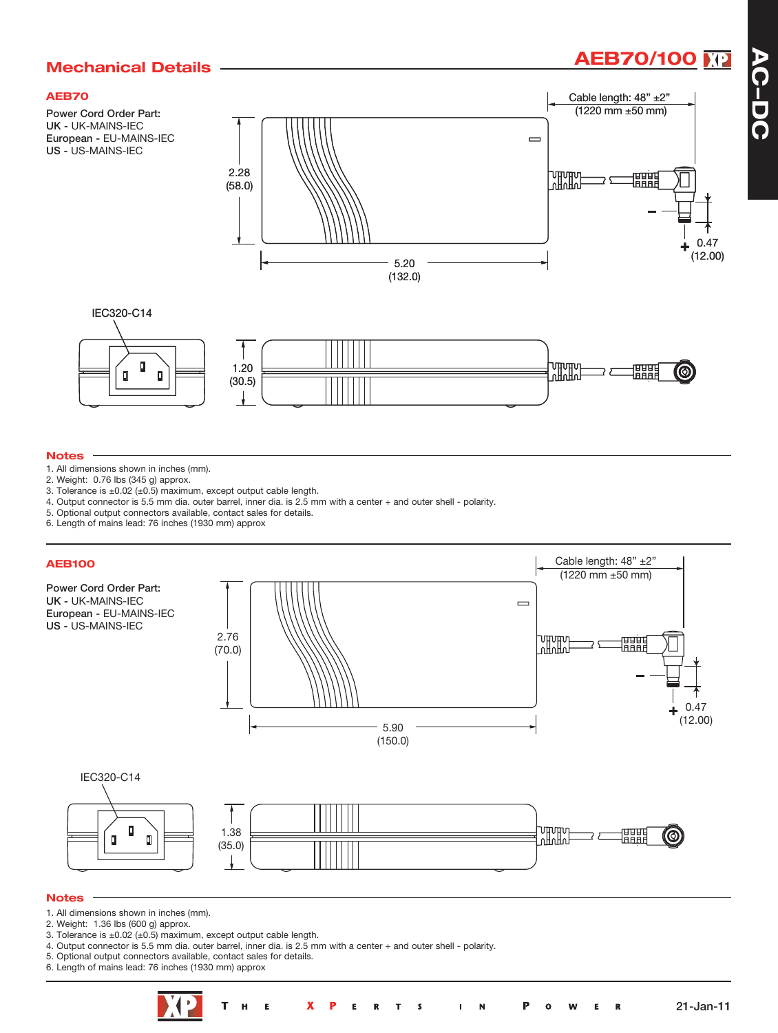## Mechanical Details

**AEB70/100**

### AEB70

**Power Cord Order Part:**
**UK** - UK-MAINS-IEC
**European** - EU-MAINS-IEC
**US** - US-MAINS-IEC

Cable length: 48" ±2"
(1220 mm ±50 mm)

2.28
(58.0)

5.20
(132.0)

0.47
(12.00)

IEC320-C14

1.20
(30.5)

#### Notes

1. All dimensions shown in inches (mm).
2. Weight: 0.76 lbs (345 g) approx.
3. Tolerance is ±0.02 (±0.5) maximum, except output cable length.
4. Output connector is 5.5 mm dia. outer barrel, inner dia. is 2.5 mm with a center + and outer shell - polarity.
5. Optional output connectors available, contact sales for details.
6. Length of mains lead: 76 inches (1930 mm) approx

### AEB100

**Power Cord Order Part:**
**UK** - UK-MAINS-IEC
**European** - EU-MAINS-IEC
**US** - US-MAINS-IEC

Cable length: 48" ±2"
(1220 mm ±50 mm)

2.76
(70.0)

5.90
(150.0)

0.47
(12.00)

IEC320-C14

1.38
(35.0)

#### Notes

1. All dimensions shown in inches (mm).
2. Weight: 1.36 lbs (600 g) approx.
3. Tolerance is ±0.02 (±0.5) maximum, except output cable length.
4. Output connector is 5.5 mm dia. outer barrel, inner dia. is 2.5 mm with a center + and outer shell - polarity.
5. Optional output connectors available, contact sales for details.
6. Length of mains lead: 76 inches (1930 mm) approx

21-Jan-11